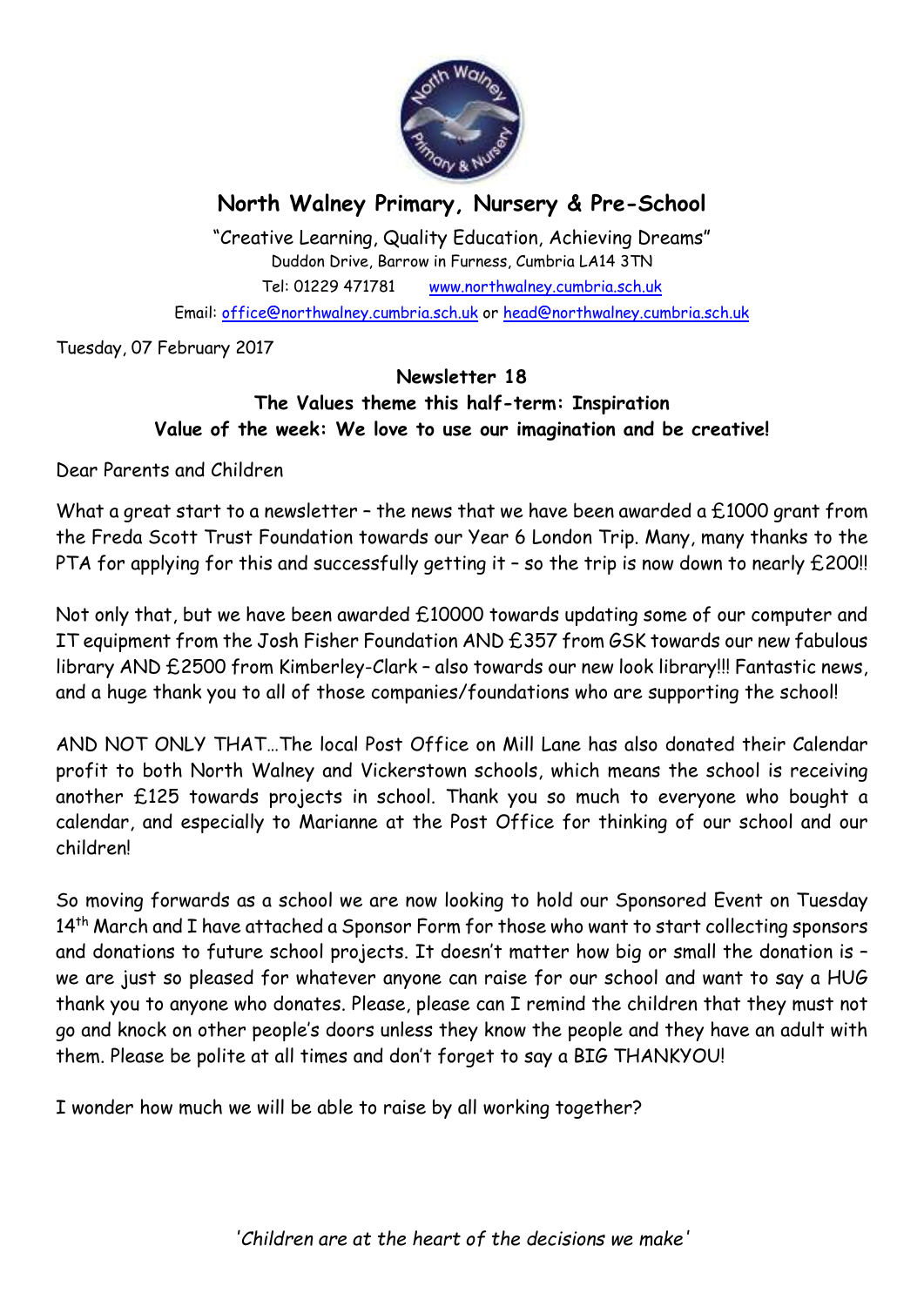# North Walney Primary, Nursery & Pre-School

"Creative Learning, Quality Education, Achieving Dreams"
Duddon Drive, Barrow in Furness, Cumbria LA14 3TN
Tel: 01229 471781 www.northwalney.cumbria.sch.uk
Email: office@northwalney.cumbria.sch.uk or head@northwalney.cumbria.sch.uk

Tuesday, 07 February 2017

**Newsletter 18**
**The Values theme this half-term: Inspiration**
**Value of the week: We love to use our imagination and be creative!**

Dear Parents and Children

What a great start to a newsletter – the news that we have been awarded a £1000 grant from the Freda Scott Trust Foundation towards our Year 6 London Trip. Many, many thanks to the PTA for applying for this and successfully getting it – so the trip is now down to nearly £200!!

Not only that, but we have been awarded £10000 towards updating some of our computer and IT equipment from the Josh Fisher Foundation AND £357 from GSK towards our new fabulous library AND £2500 from Kimberley-Clark – also towards our new look library!!! Fantastic news, and a huge thank you to all of those companies/foundations who are supporting the school!

AND NOT ONLY THAT…The local Post Office on Mill Lane has also donated their Calendar profit to both North Walney and Vickerstown schools, which means the school is receiving another £125 towards projects in school. Thank you so much to everyone who bought a calendar, and especially to Marianne at the Post Office for thinking of our school and our children!

So moving forwards as a school we are now looking to hold our Sponsored Event on Tuesday 14th March and I have attached a Sponsor Form for those who want to start collecting sponsors and donations to future school projects. It doesn't matter how big or small the donation is – we are just so pleased for whatever anyone can raise for our school and want to say a HUG thank you to anyone who donates. Please, please can I remind the children that they must not go and knock on other people's doors unless they know the people and they have an adult with them. Please be polite at all times and don't forget to say a BIG THANKYOU!

I wonder how much we will be able to raise by all working together?

*'Children are at the heart of the decisions we make'*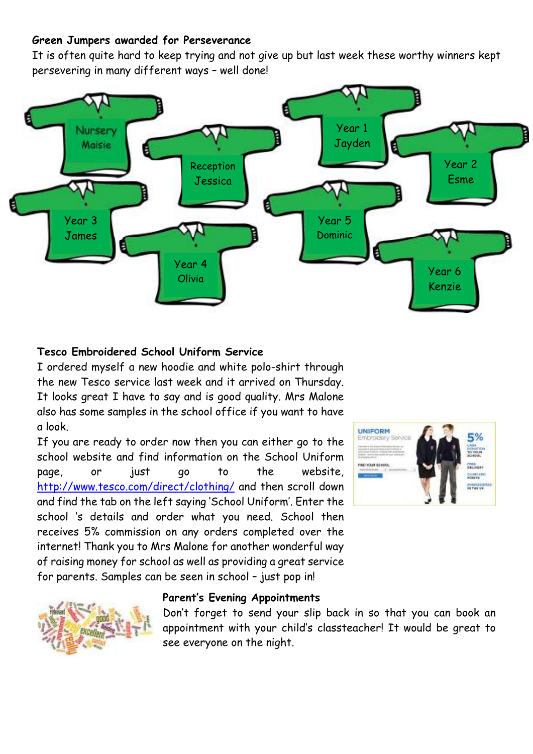**Green Jumpers awarded for Perseverance**

It is often quite hard to keep trying and not give up but last week these worthy winners kept persevering in many different ways – well done!

- Nursery – Maisie
- Reception – Jessica
- Year 1 – Jayden
- Year 2 – Esme
- Year 3 – James
- Year 4 – Olivia
- Year 5 – Dominic
- Year 6 – Kenzie

**Tesco Embroidered School Uniform Service**

I ordered myself a new hoodie and white polo-shirt through the new Tesco service last week and it arrived on Thursday. It looks great I have to say and is good quality. Mrs Malone also has some samples in the school office if you want to have a look.

If you are ready to order now then you can either go to the school website and find information on the School Uniform page, or just go to the website, http://www.tesco.com/direct/clothing/ and then scroll down and find the tab on the left saying 'School Uniform'. Enter the school 's details and order what you need. School then receives 5% commission on any orders completed over the internet! Thank you to Mrs Malone for another wonderful way of raising money for school as well as providing a great service for parents. Samples can be seen in school – just pop in!

**Parent's Evening Appointments**

Don't forget to send your slip back in so that you can book an appointment with your child's classteacher! It would be great to see everyone on the night.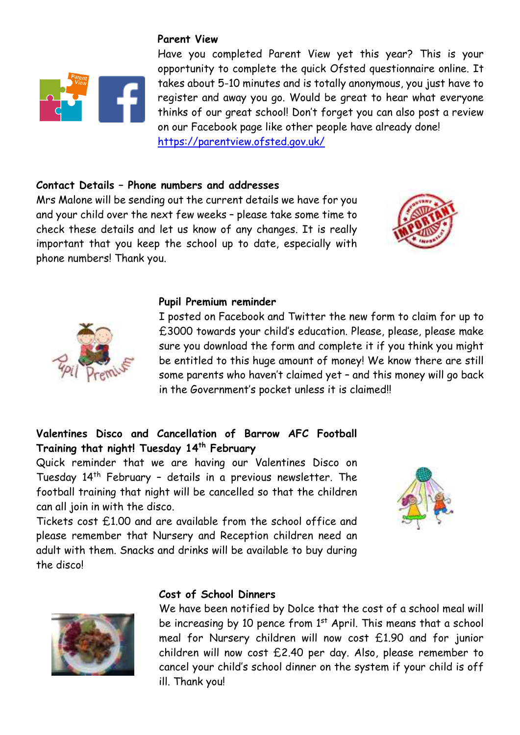### Parent View

Have you completed Parent View yet this year? This is your opportunity to complete the quick Ofsted questionnaire online. It takes about 5-10 minutes and is totally anonymous, you just have to register and away you go. Would be great to hear what everyone thinks of our great school! Don't forget you can also post a review on our Facebook page like other people have already done!
https://parentview.ofsted.gov.uk/

### Contact Details – Phone numbers and addresses

Mrs Malone will be sending out the current details we have for you and your child over the next few weeks – please take some time to check these details and let us know of any changes. It is really important that you keep the school up to date, especially with phone numbers! Thank you.

### Pupil Premium reminder

I posted on Facebook and Twitter the new form to claim for up to £3000 towards your child's education. Please, please, please make sure you download the form and complete it if you think you might be entitled to this huge amount of money! We know there are still some parents who haven't claimed yet – and this money will go back in the Government's pocket unless it is claimed!!

### Valentines Disco and Cancellation of Barrow AFC Football Training that night! Tuesday 14th February

Quick reminder that we are having our Valentines Disco on Tuesday 14th February – details in a previous newsletter. The football training that night will be cancelled so that the children can all join in with the disco.

Tickets cost £1.00 and are available from the school office and please remember that Nursery and Reception children need an adult with them. Snacks and drinks will be available to buy during the disco!

### Cost of School Dinners

We have been notified by Dolce that the cost of a school meal will be increasing by 10 pence from 1st April. This means that a school meal for Nursery children will now cost £1.90 and for junior children will now cost £2.40 per day. Also, please remember to cancel your child's school dinner on the system if your child is off ill. Thank you!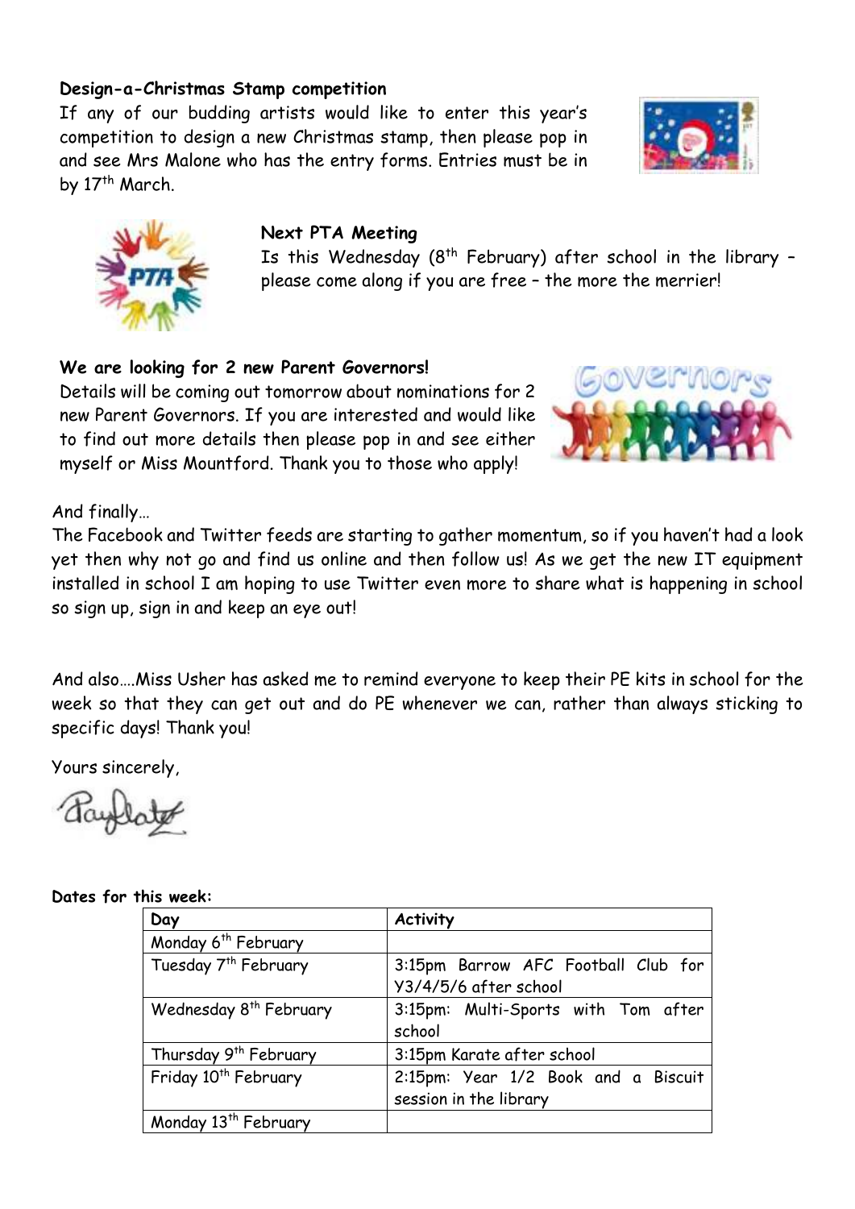**Design-a-Christmas Stamp competition**

If any of our budding artists would like to enter this year's competition to design a new Christmas stamp, then please pop in and see Mrs Malone who has the entry forms. Entries must be in by 17th March.

**Next PTA Meeting**

Is this Wednesday (8th February) after school in the library – please come along if you are free – the more the merrier!

**We are looking for 2 new Parent Governors!**

Details will be coming out tomorrow about nominations for 2 new Parent Governors. If you are interested and would like to find out more details then please pop in and see either myself or Miss Mountford. Thank you to those who apply!

And finally…

The Facebook and Twitter feeds are starting to gather momentum, so if you haven't had a look yet then why not go and find us online and then follow us! As we get the new IT equipment installed in school I am hoping to use Twitter even more to share what is happening in school so sign up, sign in and keep an eye out!

And also….Miss Usher has asked me to remind everyone to keep their PE kits in school for the week so that they can get out and do PE whenever we can, rather than always sticking to specific days! Thank you!

Yours sincerely,

**Dates for this week:**

| Day | Activity |
|---|---|
| Monday 6th February | |
| Tuesday 7th February | 3:15pm Barrow AFC Football Club for Y3/4/5/6 after school |
| Wednesday 8th February | 3:15pm: Multi-Sports with Tom after school |
| Thursday 9th February | 3:15pm Karate after school |
| Friday 10th February | 2:15pm: Year 1/2 Book and a Biscuit session in the library |
| Monday 13th February | |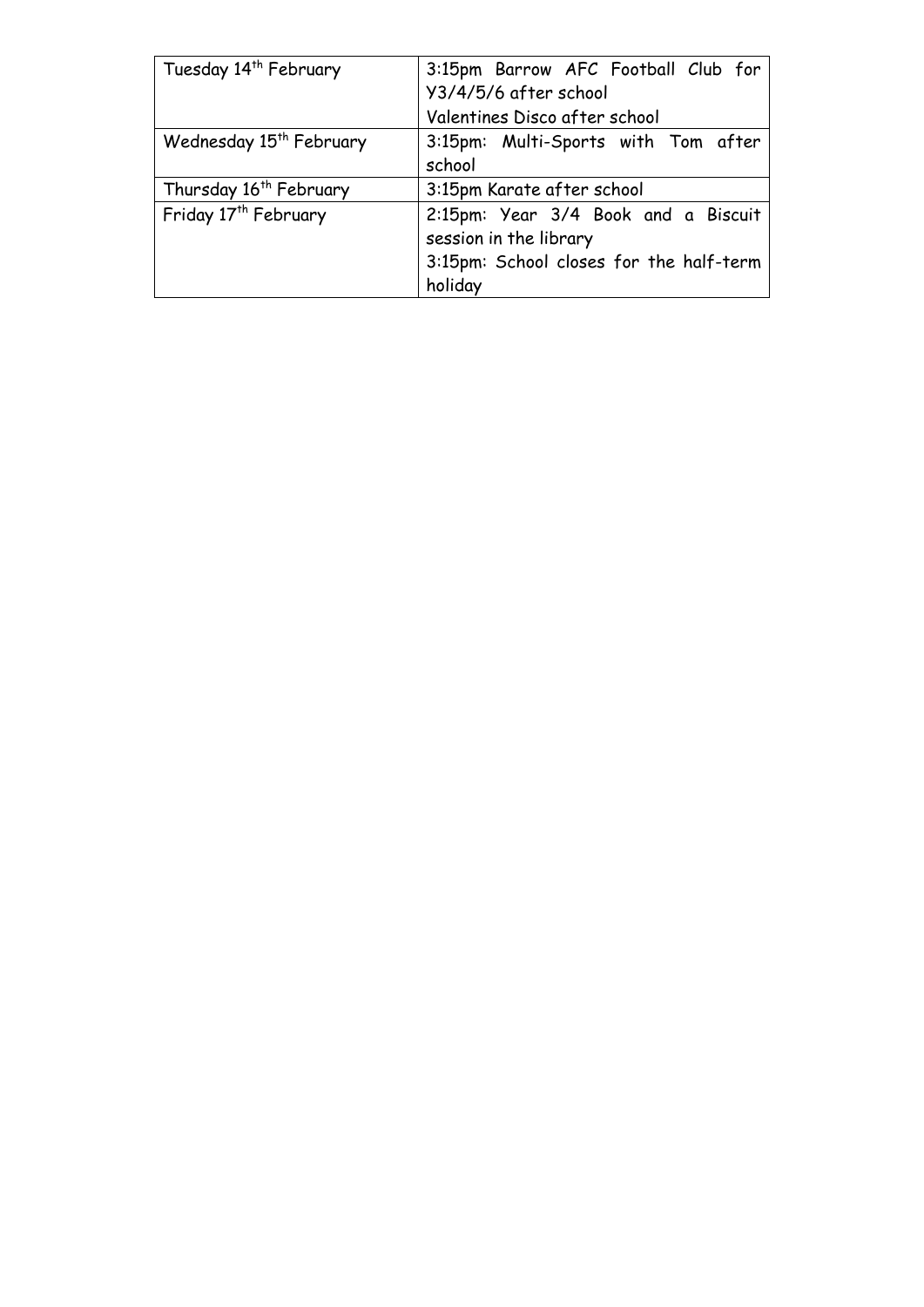| | |
|---|---|
| Tuesday 14th February | 3:15pm Barrow AFC Football Club for Y3/4/5/6 after school<br>Valentines Disco after school |
| Wednesday 15th February | 3:15pm: Multi-Sports with Tom after school |
| Thursday 16th February | 3:15pm Karate after school |
| Friday 17th February | 2:15pm: Year 3/4 Book and a Biscuit session in the library<br>3:15pm: School closes for the half-term holiday |